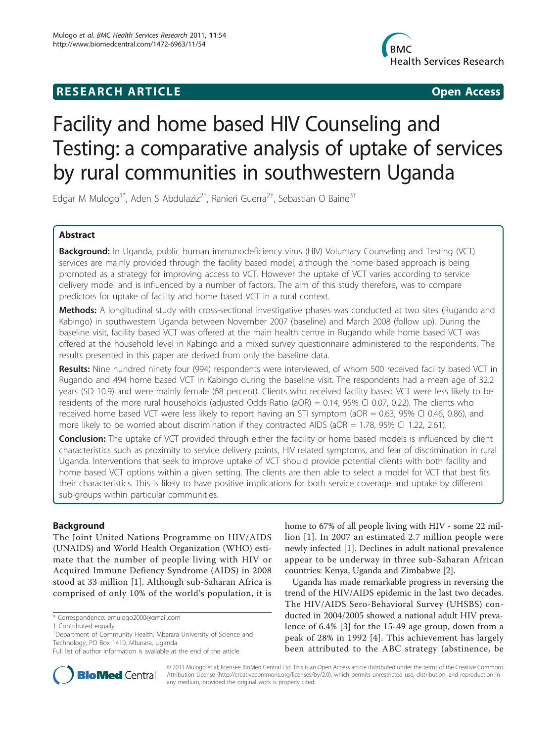**RESEARCH ARTICLE** **Open Access**

# Facility and home based HIV Counseling and Testing: a comparative analysis of uptake of services by rural communities in southwestern Uganda

Edgar M Mulogo[1*], Aden S Abdulaziz[2†], Ranieri Guerra[2†], Sebastian O Baine[3†]

## Abstract

**Background:** In Uganda, public human immunodeficiency virus (HIV) Voluntary Counseling and Testing (VCT) services are mainly provided through the facility based model, although the home based approach is being promoted as a strategy for improving access to VCT. However the uptake of VCT varies according to service delivery model and is influenced by a number of factors. The aim of this study therefore, was to compare predictors for uptake of facility and home based VCT in a rural context.

**Methods:** A longitudinal study with cross-sectional investigative phases was conducted at two sites (Rugando and Kabingo) in southwestern Uganda between November 2007 (baseline) and March 2008 (follow up). During the baseline visit, facility based VCT was offered at the main health centre in Rugando while home based VCT was offered at the household level in Kabingo and a mixed survey questionnaire administered to the respondents. The results presented in this paper are derived from only the baseline data.

**Results:** Nine hundred ninety four (994) respondents were interviewed, of whom 500 received facility based VCT in Rugando and 494 home based VCT in Kabingo during the baseline visit. The respondents had a mean age of 32.2 years (SD 10.9) and were mainly female (68 percent). Clients who received facility based VCT were less likely to be residents of the more rural households (adjusted Odds Ratio (aOR) = 0.14, 95% CI 0.07, 0.22). The clients who received home based VCT were less likely to report having an STI symptom (aOR = 0.63, 95% CI 0.46, 0.86), and more likely to be worried about discrimination if they contracted AIDS (aOR = 1.78, 95% CI 1.22, 2.61).

**Conclusion:** The uptake of VCT provided through either the facility or home based models is influenced by client characteristics such as proximity to service delivery points, HIV related symptoms, and fear of discrimination in rural Uganda. Interventions that seek to improve uptake of VCT should provide potential clients with both facility and home based VCT options within a given setting. The clients are then able to select a model for VCT that best fits their characteristics. This is likely to have positive implications for both service coverage and uptake by different sub-groups within particular communities.

## Background

The Joint United Nations Programme on HIV/AIDS (UNAIDS) and World Health Organization (WHO) estimate that the number of people living with HIV or Acquired Immune Defiency Syndrome (AIDS) in 2008 stood at 33 million [1]. Although sub-Saharan Africa is comprised of only 10% of the world's population, it is home to 67% of all people living with HIV - some 22 million [1]. In 2007 an estimated 2.7 million people were newly infected [1]. Declines in adult national prevalence appear to be underway in three sub-Saharan African countries: Kenya, Uganda and Zimbabwe [2].

Uganda has made remarkable progress in reversing the trend of the HIV/AIDS epidemic in the last two decades. The HIV/AIDS Sero-Behavioral Survey (UHSBS) conducted in 2004/2005 showed a national adult HIV prevalence of 6.4% [3] for the 15-49 age group, down from a peak of 28% in 1992 [4]. This achievement has largely been attributed to the ABC strategy (abstinence, be

\* Correspondence: emulogo2000@gmail.com

† Contributed equally

[1]Department of Community Health, Mbarara University of Science and Technology, PO Box 1410, Mbarara, Uganda

Full list of author information is available at the end of the article

© 2011 Mulogo et al; licensee BioMed Central Ltd. This is an Open Access article distributed under the terms of the Creative Commons Attribution License (http://creativecommons.org/licenses/by/2.0), which permits unrestricted use, distribution, and reproduction in any medium, provided the original work is properly cited.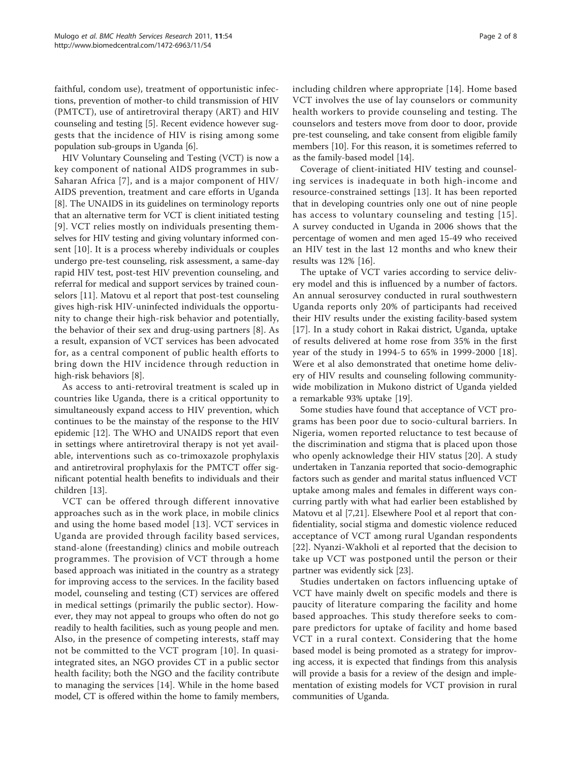faithful, condom use), treatment of opportunistic infections, prevention of mother-to child transmission of HIV (PMTCT), use of antiretroviral therapy (ART) and HIV counseling and testing [5]. Recent evidence however suggests that the incidence of HIV is rising among some population sub-groups in Uganda [6].

HIV Voluntary Counseling and Testing (VCT) is now a key component of national AIDS programmes in sub-Saharan Africa [7], and is a major component of HIV/AIDS prevention, treatment and care efforts in Uganda [8]. The UNAIDS in its guidelines on terminology reports that an alternative term for VCT is client initiated testing [9]. VCT relies mostly on individuals presenting themselves for HIV testing and giving voluntary informed consent [10]. It is a process whereby individuals or couples undergo pre-test counseling, risk assessment, a same-day rapid HIV test, post-test HIV prevention counseling, and referral for medical and support services by trained counselors [11]. Matovu et al report that post-test counseling gives high-risk HIV-uninfected individuals the opportunity to change their high-risk behavior and potentially, the behavior of their sex and drug-using partners [8]. As a result, expansion of VCT services has been advocated for, as a central component of public health efforts to bring down the HIV incidence through reduction in high-risk behaviors [8].

As access to anti-retroviral treatment is scaled up in countries like Uganda, there is a critical opportunity to simultaneously expand access to HIV prevention, which continues to be the mainstay of the response to the HIV epidemic [12]. The WHO and UNAIDS report that even in settings where antiretroviral therapy is not yet available, interventions such as co-trimoxazole prophylaxis and antiretroviral prophylaxis for the PMTCT offer significant potential health benefits to individuals and their children [13].

VCT can be offered through different innovative approaches such as in the work place, in mobile clinics and using the home based model [13]. VCT services in Uganda are provided through facility based services, stand-alone (freestanding) clinics and mobile outreach programmes. The provision of VCT through a home based approach was initiated in the country as a strategy for improving access to the services. In the facility based model, counseling and testing (CT) services are offered in medical settings (primarily the public sector). However, they may not appeal to groups who often do not go readily to health facilities, such as young people and men. Also, in the presence of competing interests, staff may not be committed to the VCT program [10]. In quasi-integrated sites, an NGO provides CT in a public sector health facility; both the NGO and the facility contribute to managing the services [14]. While in the home based model, CT is offered within the home to family members, including children where appropriate [14]. Home based VCT involves the use of lay counselors or community health workers to provide counseling and testing. The counselors and testers move from door to door, provide pre-test counseling, and take consent from eligible family members [10]. For this reason, it is sometimes referred to as the family-based model [14].

Coverage of client-initiated HIV testing and counseling services is inadequate in both high-income and resource-constrained settings [13]. It has been reported that in developing countries only one out of nine people has access to voluntary counseling and testing [15]. A survey conducted in Uganda in 2006 shows that the percentage of women and men aged 15-49 who received an HIV test in the last 12 months and who knew their results was 12% [16].

The uptake of VCT varies according to service delivery model and this is influenced by a number of factors. An annual serosurvey conducted in rural southwestern Uganda reports only 20% of participants had received their HIV results under the existing facility-based system [17]. In a study cohort in Rakai district, Uganda, uptake of results delivered at home rose from 35% in the first year of the study in 1994-5 to 65% in 1999-2000 [18]. Were et al also demonstrated that onetime home delivery of HIV results and counseling following community-wide mobilization in Mukono district of Uganda yielded a remarkable 93% uptake [19].

Some studies have found that acceptance of VCT programs has been poor due to socio-cultural barriers. In Nigeria, women reported reluctance to test because of the discrimination and stigma that is placed upon those who openly acknowledge their HIV status [20]. A study undertaken in Tanzania reported that socio-demographic factors such as gender and marital status influenced VCT uptake among males and females in different ways concurring partly with what had earlier been established by Matovu et al [7,21]. Elsewhere Pool et al report that confidentiality, social stigma and domestic violence reduced acceptance of VCT among rural Ugandan respondents [22]. Nyanzi-Wakholi et al reported that the decision to take up VCT was postponed until the person or their partner was evidently sick [23].

Studies undertaken on factors influencing uptake of VCT have mainly dwelt on specific models and there is paucity of literature comparing the facility and home based approaches. This study therefore seeks to compare predictors for uptake of facility and home based VCT in a rural context. Considering that the home based model is being promoted as a strategy for improving access, it is expected that findings from this analysis will provide a basis for a review of the design and implementation of existing models for VCT provision in rural communities of Uganda.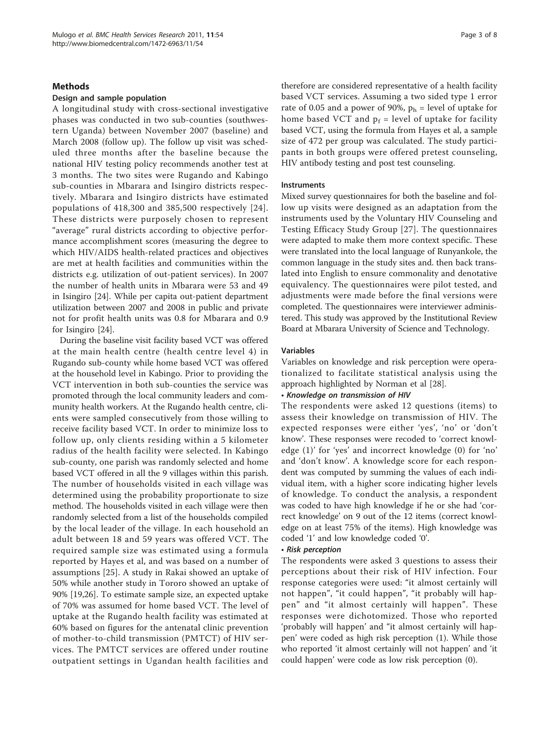## Methods

### Design and sample population

A longitudinal study with cross-sectional investigative phases was conducted in two sub-counties (southwestern Uganda) between November 2007 (baseline) and March 2008 (follow up). The follow up visit was scheduled three months after the baseline because the national HIV testing policy recommends another test at 3 months. The two sites were Rugando and Kabingo sub-counties in Mbarara and Isingiro districts respectively. Mbarara and Isingiro districts have estimated populations of 418,300 and 385,500 respectively [24]. These districts were purposely chosen to represent "average" rural districts according to objective performance accomplishment scores (measuring the degree to which HIV/AIDS health-related practices and objectives are met at health facilities and communities within the districts e.g. utilization of out-patient services). In 2007 the number of health units in Mbarara were 53 and 49 in Isingiro [24]. While per capita out-patient department utilization between 2007 and 2008 in public and private not for profit health units was 0.8 for Mbarara and 0.9 for Isingiro [24].

During the baseline visit facility based VCT was offered at the main health centre (health centre level 4) in Rugando sub-county while home based VCT was offered at the household level in Kabingo. Prior to providing the VCT intervention in both sub-counties the service was promoted through the local community leaders and community health workers. At the Rugando health centre, clients were sampled consecutively from those willing to receive facility based VCT. In order to minimize loss to follow up, only clients residing within a 5 kilometer radius of the health facility were selected. In Kabingo sub-county, one parish was randomly selected and home based VCT offered in all the 9 villages within this parish. The number of households visited in each village was determined using the probability proportionate to size method. The households visited in each village were then randomly selected from a list of the households compiled by the local leader of the village. In each household an adult between 18 and 59 years was offered VCT. The required sample size was estimated using a formula reported by Hayes et al, and was based on a number of assumptions [25]. A study in Rakai showed an uptake of 50% while another study in Tororo showed an uptake of 90% [19,26]. To estimate sample size, an expected uptake of 70% was assumed for home based VCT. The level of uptake at the Rugando health facility was estimated at 60% based on figures for the antenatal clinic prevention of mother-to-child transmission (PMTCT) of HIV services. The PMTCT services are offered under routine outpatient settings in Ugandan health facilities and therefore are considered representative of a health facility based VCT services. Assuming a two sided type 1 error rate of 0.05 and a power of 90%, $p_h$ = level of uptake for home based VCT and $p_f$ = level of uptake for facility based VCT, using the formula from Hayes et al, a sample size of 472 per group was calculated. The study participants in both groups were offered pretest counseling, HIV antibody testing and post test counseling.

### Instruments

Mixed survey questionnaires for both the baseline and follow up visits were designed as an adaptation from the instruments used by the Voluntary HIV Counseling and Testing Efficacy Study Group [27]. The questionnaires were adapted to make them more context specific. These were translated into the local language of Runyankole, the common language in the study sites and. then back translated into English to ensure commonality and denotative equivalency. The questionnaires were pilot tested, and adjustments were made before the final versions were completed. The questionnaires were interviewer administered. This study was approved by the Institutional Review Board at Mbarara University of Science and Technology.

### Variables

Variables on knowledge and risk perception were operationalized to facilitate statistical analysis using the approach highlighted by Norman et al [28].

**• *Knowledge on transmission of HIV***

The respondents were asked 12 questions (items) to assess their knowledge on transmission of HIV. The expected responses were either 'yes', 'no' or 'don't know'. These responses were recoded to 'correct knowledge (1)' for 'yes' and incorrect knowledge (0) for 'no' and 'don't know'. A knowledge score for each respondent was computed by summing the values of each individual item, with a higher score indicating higher levels of knowledge. To conduct the analysis, a respondent was coded to have high knowledge if he or she had 'correct knowledge' on 9 out of the 12 items (correct knowledge on at least 75% of the items). High knowledge was coded '1' and low knowledge coded '0'.

**• *Risk perception***

The respondents were asked 3 questions to assess their perceptions about their risk of HIV infection. Four response categories were used: "it almost certainly will not happen", "it could happen", "it probably will happen" and "it almost certainly will happen". These responses were dichotomized. Those who reported 'probably will happen' and "it almost certainly will happen' were coded as high risk perception (1). While those who reported 'it almost certainly will not happen' and 'it could happen' were code as low risk perception (0).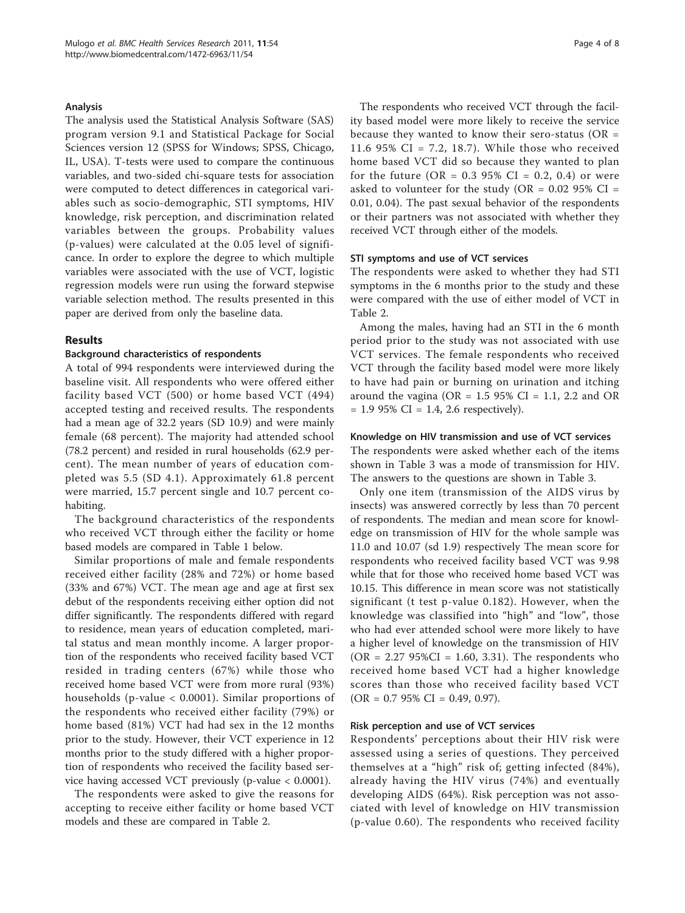### Analysis

The analysis used the Statistical Analysis Software (SAS) program version 9.1 and Statistical Package for Social Sciences version 12 (SPSS for Windows; SPSS, Chicago, IL, USA). T-tests were used to compare the continuous variables, and two-sided chi-square tests for association were computed to detect differences in categorical variables such as socio-demographic, STI symptoms, HIV knowledge, risk perception, and discrimination related variables between the groups. Probability values (p-values) were calculated at the 0.05 level of significance. In order to explore the degree to which multiple variables were associated with the use of VCT, logistic regression models were run using the forward stepwise variable selection method. The results presented in this paper are derived from only the baseline data.

## Results

### Background characteristics of respondents

A total of 994 respondents were interviewed during the baseline visit. All respondents who were offered either facility based VCT (500) or home based VCT (494) accepted testing and received results. The respondents had a mean age of 32.2 years (SD 10.9) and were mainly female (68 percent). The majority had attended school (78.2 percent) and resided in rural households (62.9 percent). The mean number of years of education completed was 5.5 (SD 4.1). Approximately 61.8 percent were married, 15.7 percent single and 10.7 percent co-habiting.

The background characteristics of the respondents who received VCT through either the facility or home based models are compared in Table 1 below.

Similar proportions of male and female respondents received either facility (28% and 72%) or home based (33% and 67%) VCT. The mean age and age at first sex debut of the respondents receiving either option did not differ significantly. The respondents differed with regard to residence, mean years of education completed, marital status and mean monthly income. A larger proportion of the respondents who received facility based VCT resided in trading centers (67%) while those who received home based VCT were from more rural (93%) households (p-value < 0.0001). Similar proportions of the respondents who received either facility (79%) or home based (81%) VCT had had sex in the 12 months prior to the study. However, their VCT experience in 12 months prior to the study differed with a higher proportion of respondents who received the facility based service having accessed VCT previously (p-value < 0.0001).

The respondents were asked to give the reasons for accepting to receive either facility or home based VCT models and these are compared in Table 2.

The respondents who received VCT through the facility based model were more likely to receive the service because they wanted to know their sero-status (OR = 11.6 95% CI = 7.2, 18.7). While those who received home based VCT did so because they wanted to plan for the future (OR = 0.3 95% CI = 0.2, 0.4) or were asked to volunteer for the study (OR = 0.02 95% CI = 0.01, 0.04). The past sexual behavior of the respondents or their partners was not associated with whether they received VCT through either of the models.

### STI symptoms and use of VCT services

The respondents were asked to whether they had STI symptoms in the 6 months prior to the study and these were compared with the use of either model of VCT in Table 2.

Among the males, having had an STI in the 6 month period prior to the study was not associated with use VCT services. The female respondents who received VCT through the facility based model were more likely to have had pain or burning on urination and itching around the vagina (OR = 1.5 95% CI = 1.1, 2.2 and OR = 1.9 95% CI = 1.4, 2.6 respectively).

### Knowledge on HIV transmission and use of VCT services

The respondents were asked whether each of the items shown in Table 3 was a mode of transmission for HIV. The answers to the questions are shown in Table 3.

Only one item (transmission of the AIDS virus by insects) was answered correctly by less than 70 percent of respondents. The median and mean score for knowledge on transmission of HIV for the whole sample was 11.0 and 10.07 (sd 1.9) respectively The mean score for respondents who received facility based VCT was 9.98 while that for those who received home based VCT was 10.15. This difference in mean score was not statistically significant (t test p-value 0.182). However, when the knowledge was classified into "high" and "low", those who had ever attended school were more likely to have a higher level of knowledge on the transmission of HIV (OR = 2.27 95%CI = 1.60, 3.31). The respondents who received home based VCT had a higher knowledge scores than those who received facility based VCT (OR = 0.7 95% CI = 0.49, 0.97).

### Risk perception and use of VCT services

Respondents' perceptions about their HIV risk were assessed using a series of questions. They perceived themselves at a "high" risk of; getting infected (84%), already having the HIV virus (74%) and eventually developing AIDS (64%). Risk perception was not associated with level of knowledge on HIV transmission (p-value 0.60). The respondents who received facility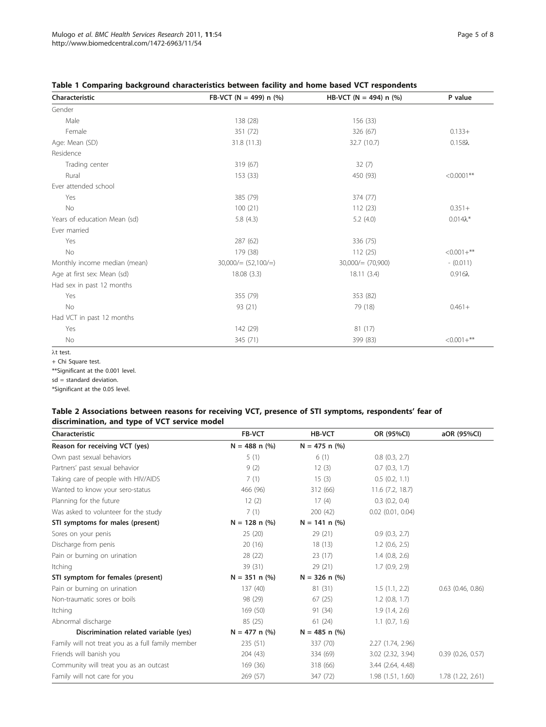**Table 1 Comparing background characteristics between facility and home based VCT respondents**

| Characteristic | FB-VCT (N = 499) n (%) | HB-VCT (N = 494) n (%) | P value |
|---|---|---|---|
| Gender | | | |
| Male | 138 (28) | 156 (33) | |
| Female | 351 (72) | 326 (67) | 0.133+ |
| Age: Mean (SD) | 31.8 (11.3) | 32.7 (10.7) | 0.158λ |
| Residence | | | |
| Trading center | 319 (67) | 32 (7) | |
| Rural | 153 (33) | 450 (93) | <0.0001** |
| Ever attended school | | | |
| Yes | 385 (79) | 374 (77) | |
| No | 100 (21) | 112 (23) | 0.351+ |
| Years of education Mean (sd) | 5.8 (4.3) | 5.2 (4.0) | 0.014λ* |
| Ever married | | | |
| Yes | 287 (62) | 336 (75) | |
| No | 179 (38) | 112 (25) | <0.001+** |
| Monthly income median (mean) | 30,000/= (52,100/=) | 30,000/= (70,900) | - (0.011) |
| Age at first sex: Mean (sd) | 18.08 (3.3) | 18.11 (3.4) | 0.916λ |
| Had sex in past 12 months | | | |
| Yes | 355 (79) | 353 (82) | |
| No | 93 (21) | 79 (18) | 0.461+ |
| Had VCT in past 12 months | | | |
| Yes | 142 (29) | 81 (17) | |
| No | 345 (71) | 399 (83) | <0.001+** |

λt test.
+ Chi Square test.
**Significant at the 0.001 level.
sd = standard deviation.
*Significant at the 0.05 level.

**Table 2 Associations between reasons for receiving VCT, presence of STI symptoms, respondents' fear of discrimination, and type of VCT service model**

| Characteristic | FB-VCT | HB-VCT | OR (95%CI) | aOR (95%CI) |
|---|---|---|---|---|
| **Reason for receiving VCT (yes)** | N = 488 n (%) | N = 475 n (%) | | |
| Own past sexual behaviors | 5 (1) | 6 (1) | 0.8 (0.3, 2.7) | |
| Partners' past sexual behavior | 9 (2) | 12 (3) | 0.7 (0.3, 1.7) | |
| Taking care of people with HIV/AIDS | 7 (1) | 15 (3) | 0.5 (0.2, 1.1) | |
| Wanted to know your sero-status | 466 (96) | 312 (66) | 11.6 (7.2, 18.7) | |
| Planning for the future | 12 (2) | 17 (4) | 0.3 (0.2, 0.4) | |
| Was asked to volunteer for the study | 7 (1) | 200 (42) | 0.02 (0.01, 0.04) | |
| **STI symptoms for males (present)** | N = 128 n (%) | N = 141 n (%) | | |
| Sores on your penis | 25 (20) | 29 (21) | 0.9 (0.3, 2.7) | |
| Discharge from penis | 20 (16) | 18 (13) | 1.2 (0.6, 2.5) | |
| Pain or burning on urination | 28 (22) | 23 (17) | 1.4 (0.8, 2.6) | |
| Itching | 39 (31) | 29 (21) | 1.7 (0.9, 2.9) | |
| **STI symptom for females (present)** | N = 351 n (%) | N = 326 n (%) | | |
| Pain or burning on urination | 137 (40) | 81 (31) | 1.5 (1.1, 2.2) | 0.63 (0.46, 0.86) |
| Non-traumatic sores or boils | 98 (29) | 67 (25) | 1.2 (0.8, 1.7) | |
| Itching | 169 (50) | 91 (34) | 1.9 (1.4, 2.6) | |
| Abnormal discharge | 85 (25) | 61 (24) | 1.1 (0.7, 1.6) | |
| **Discrimination related variable (yes)** | N = 477 n (%) | N = 485 n (%) | | |
| Family will not treat you as a full family member | 235 (51) | 337 (70) | 2.27 (1.74, 2.96) | |
| Friends will banish you | 204 (43) | 334 (69) | 3.02 (2.32, 3.94) | 0.39 (0.26, 0.57) |
| Community will treat you as an outcast | 169 (36) | 318 (66) | 3.44 (2.64, 4.48) | |
| Family will not care for you | 269 (57) | 347 (72) | 1.98 (1.51, 1.60) | 1.78 (1.22, 2.61) |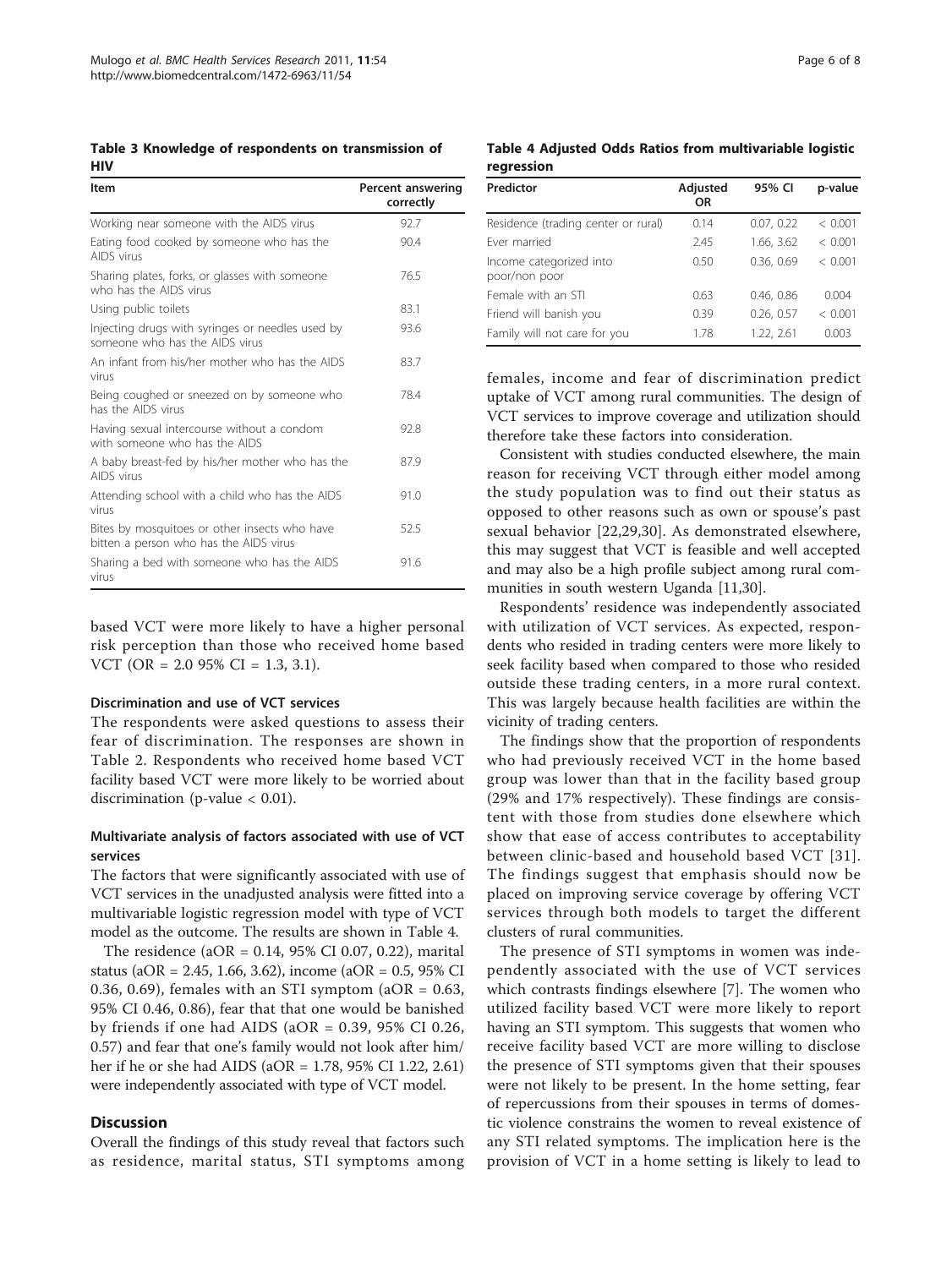**Table 3 Knowledge of respondents on transmission of HIV**

| Item | Percent answering correctly |
|---|---|
| Working near someone with the AIDS virus | 92.7 |
| Eating food cooked by someone who has the AIDS virus | 90.4 |
| Sharing plates, forks, or glasses with someone who has the AIDS virus | 76.5 |
| Using public toilets | 83.1 |
| Injecting drugs with syringes or needles used by someone who has the AIDS virus | 93.6 |
| An infant from his/her mother who has the AIDS virus | 83.7 |
| Being coughed or sneezed on by someone who has the AIDS virus | 78.4 |
| Having sexual intercourse without a condom with someone who has the AIDS | 92.8 |
| A baby breast-fed by his/her mother who has the AIDS virus | 87.9 |
| Attending school with a child who has the AIDS virus | 91.0 |
| Bites by mosquitoes or other insects who have bitten a person who has the AIDS virus | 52.5 |
| Sharing a bed with someone who has the AIDS virus | 91.6 |

based VCT were more likely to have a higher personal risk perception than those who received home based VCT (OR = 2.0 95% CI = 1.3, 3.1).

### Discrimination and use of VCT services

The respondents were asked questions to assess their fear of discrimination. The responses are shown in Table 2. Respondents who received home based VCT facility based VCT were more likely to be worried about discrimination (p-value < 0.01).

### Multivariate analysis of factors associated with use of VCT services

The factors that were significantly associated with use of VCT services in the unadjusted analysis were fitted into a multivariable logistic regression model with type of VCT model as the outcome. The results are shown in Table 4.

The residence (aOR = 0.14, 95% CI 0.07, 0.22), marital status (aOR = 2.45, 1.66, 3.62), income (aOR = 0.5, 95% CI 0.36, 0.69), females with an STI symptom (aOR = 0.63, 95% CI 0.46, 0.86), fear that that one would be banished by friends if one had AIDS (aOR = 0.39, 95% CI 0.26, 0.57) and fear that one's family would not look after him/her if he or she had AIDS (aOR = 1.78, 95% CI 1.22, 2.61) were independently associated with type of VCT model.

## Discussion

Overall the findings of this study reveal that factors such as residence, marital status, STI symptoms among

**Table 4 Adjusted Odds Ratios from multivariable logistic regression**

| Predictor | Adjusted OR | 95% CI | p-value |
|---|---|---|---|
| Residence (trading center or rural) | 0.14 | 0.07, 0.22 | < 0.001 |
| Ever married | 2.45 | 1.66, 3.62 | < 0.001 |
| Income categorized into poor/non poor | 0.50 | 0.36, 0.69 | < 0.001 |
| Female with an STI | 0.63 | 0.46, 0.86 | 0.004 |
| Friend will banish you | 0.39 | 0.26, 0.57 | < 0.001 |
| Family will not care for you | 1.78 | 1.22, 2.61 | 0.003 |

females, income and fear of discrimination predict uptake of VCT among rural communities. The design of VCT services to improve coverage and utilization should therefore take these factors into consideration.

Consistent with studies conducted elsewhere, the main reason for receiving VCT through either model among the study population was to find out their status as opposed to other reasons such as own or spouse's past sexual behavior [22,29,30]. As demonstrated elsewhere, this may suggest that VCT is feasible and well accepted and may also be a high profile subject among rural communities in south western Uganda [11,30].

Respondents' residence was independently associated with utilization of VCT services. As expected, respondents who resided in trading centers were more likely to seek facility based when compared to those who resided outside these trading centers, in a more rural context. This was largely because health facilities are within the vicinity of trading centers.

The findings show that the proportion of respondents who had previously received VCT in the home based group was lower than that in the facility based group (29% and 17% respectively). These findings are consistent with those from studies done elsewhere which show that ease of access contributes to acceptability between clinic-based and household based VCT [31]. The findings suggest that emphasis should now be placed on improving service coverage by offering VCT services through both models to target the different clusters of rural communities.

The presence of STI symptoms in women was independently associated with the use of VCT services which contrasts findings elsewhere [7]. The women who utilized facility based VCT were more likely to report having an STI symptom. This suggests that women who receive facility based VCT are more willing to disclose the presence of STI symptoms given that their spouses were not likely to be present. In the home setting, fear of repercussions from their spouses in terms of domestic violence constrains the women to reveal existence of any STI related symptoms. The implication here is the provision of VCT in a home setting is likely to lead to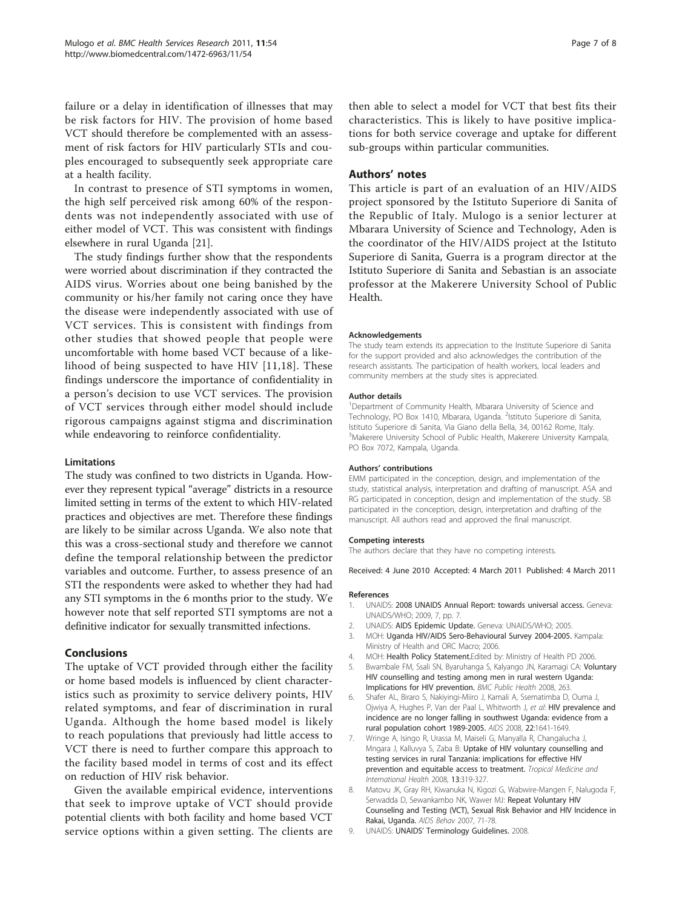failure or a delay in identification of illnesses that may be risk factors for HIV. The provision of home based VCT should therefore be complemented with an assessment of risk factors for HIV particularly STIs and couples encouraged to subsequently seek appropriate care at a health facility.

In contrast to presence of STI symptoms in women, the high self perceived risk among 60% of the respondents was not independently associated with use of either model of VCT. This was consistent with findings elsewhere in rural Uganda [21].

The study findings further show that the respondents were worried about discrimination if they contracted the AIDS virus. Worries about one being banished by the community or his/her family not caring once they have the disease were independently associated with use of VCT services. This is consistent with findings from other studies that showed people that people were uncomfortable with home based VCT because of a likelihood of being suspected to have HIV [11,18]. These findings underscore the importance of confidentiality in a person's decision to use VCT services. The provision of VCT services through either model should include rigorous campaigns against stigma and discrimination while endeavoring to reinforce confidentiality.

### Limitations

The study was confined to two districts in Uganda. However they represent typical "average" districts in a resource limited setting in terms of the extent to which HIV-related practices and objectives are met. Therefore these findings are likely to be similar across Uganda. We also note that this was a cross-sectional study and therefore we cannot define the temporal relationship between the predictor variables and outcome. Further, to assess presence of an STI the respondents were asked to whether they had had any STI symptoms in the 6 months prior to the study. We however note that self reported STI symptoms are not a definitive indicator for sexually transmitted infections.

## Conclusions

The uptake of VCT provided through either the facility or home based models is influenced by client characteristics such as proximity to service delivery points, HIV related symptoms, and fear of discrimination in rural Uganda. Although the home based model is likely to reach populations that previously had little access to VCT there is need to further compare this approach to the facility based model in terms of cost and its effect on reduction of HIV risk behavior.

Given the available empirical evidence, interventions that seek to improve uptake of VCT should provide potential clients with both facility and home based VCT service options within a given setting. The clients are then able to select a model for VCT that best fits their characteristics. This is likely to have positive implications for both service coverage and uptake for different sub-groups within particular communities.

## Authors' notes

This article is part of an evaluation of an HIV/AIDS project sponsored by the Istituto Superiore di Sanita of the Republic of Italy. Mulogo is a senior lecturer at Mbarara University of Science and Technology, Aden is the coordinator of the HIV/AIDS project at the Istituto Superiore di Sanita, Guerra is a program director at the Istituto Superiore di Sanita and Sebastian is an associate professor at the Makerere University School of Public Health.

#### Acknowledgements

The study team extends its appreciation to the Institute Superiore di Sanita for the support provided and also acknowledges the contribution of the research assistants. The participation of health workers, local leaders and community members at the study sites is appreciated.

#### Author details

[1]Department of Community Health, Mbarara University of Science and Technology, PO Box 1410, Mbarara, Uganda. [2]Istituto Superiore di Sanita, Istituto Superiore di Sanita, Via Giano della Bella, 34, 00162 Rome, Italy. [3]Makerere University School of Public Health, Makerere University Kampala, PO Box 7072, Kampala, Uganda.

#### Authors' contributions

EMM participated in the conception, design, and implementation of the study, statistical analysis, interpretation and drafting of manuscript. ASA and RG participated in conception, design and implementation of the study. SB participated in the conception, design, interpretation and drafting of the manuscript. All authors read and approved the final manuscript.

#### Competing interests

The authors declare that they have no competing interests.

Received: 4 June 2010 Accepted: 4 March 2011 Published: 4 March 2011

#### References

1. UNAIDS: **2008 UNAIDS Annual Report: towards universal access.** Geneva: UNAIDS/WHO; 2009, 7, pp. 7.
2. UNAIDS: **AIDS Epidemic Update.** Geneva: UNAIDS/WHO; 2005.
3. MOH: **Uganda HIV/AIDS Sero-Behavioural Survey 2004-2005.** Kampala: Ministry of Health and ORC Macro; 2006.
4. MOH: **Health Policy Statement.**Edited by: Ministry of Health PD 2006.
5. Bwambale FM, Ssali SN, Byaruhanga S, Kalyango JN, Karamagi CA: **Voluntary HIV counselling and testing among men in rural western Uganda: Implications for HIV prevention.** *BMC Public Health* 2008, 263.
6. Shafer AL, Biraro S, Nakiyingi-Miiro J, Kamali A, Ssematimba D, Ouma J, Ojwiya A, Hughes P, Van der Paal L, Whitworth J, *et al*: **HIV prevalence and incidence are no longer falling in southwest Uganda: evidence from a rural population cohort 1989-2005.** *AIDS* 2008, **22**:1641-1649.
7. Wringe A, Isingo R, Urassa M, Maiseli G, Manyalla R, Changalucha J, Mngara J, Kalluvya S, Zaba B: **Uptake of HIV voluntary counselling and testing services in rural Tanzania: implications for effective HIV prevention and equitable access to treatment.** *Tropical Medicine and International Health* 2008, **13**:319-327.
8. Matovu JK, Gray RH, Kiwanuka N, Kigozi G, Wabwire-Mangen F, Nalugoda F, Serwadda D, Sewankambo NK, Wawer MJ: **Repeat Voluntary HIV Counseling and Testing (VCT), Sexual Risk Behavior and HIV Incidence in Rakai, Uganda.** *AIDS Behav* 2007, 71-78.
9. UNAIDS: **UNAIDS' Terminology Guidelines.** 2008.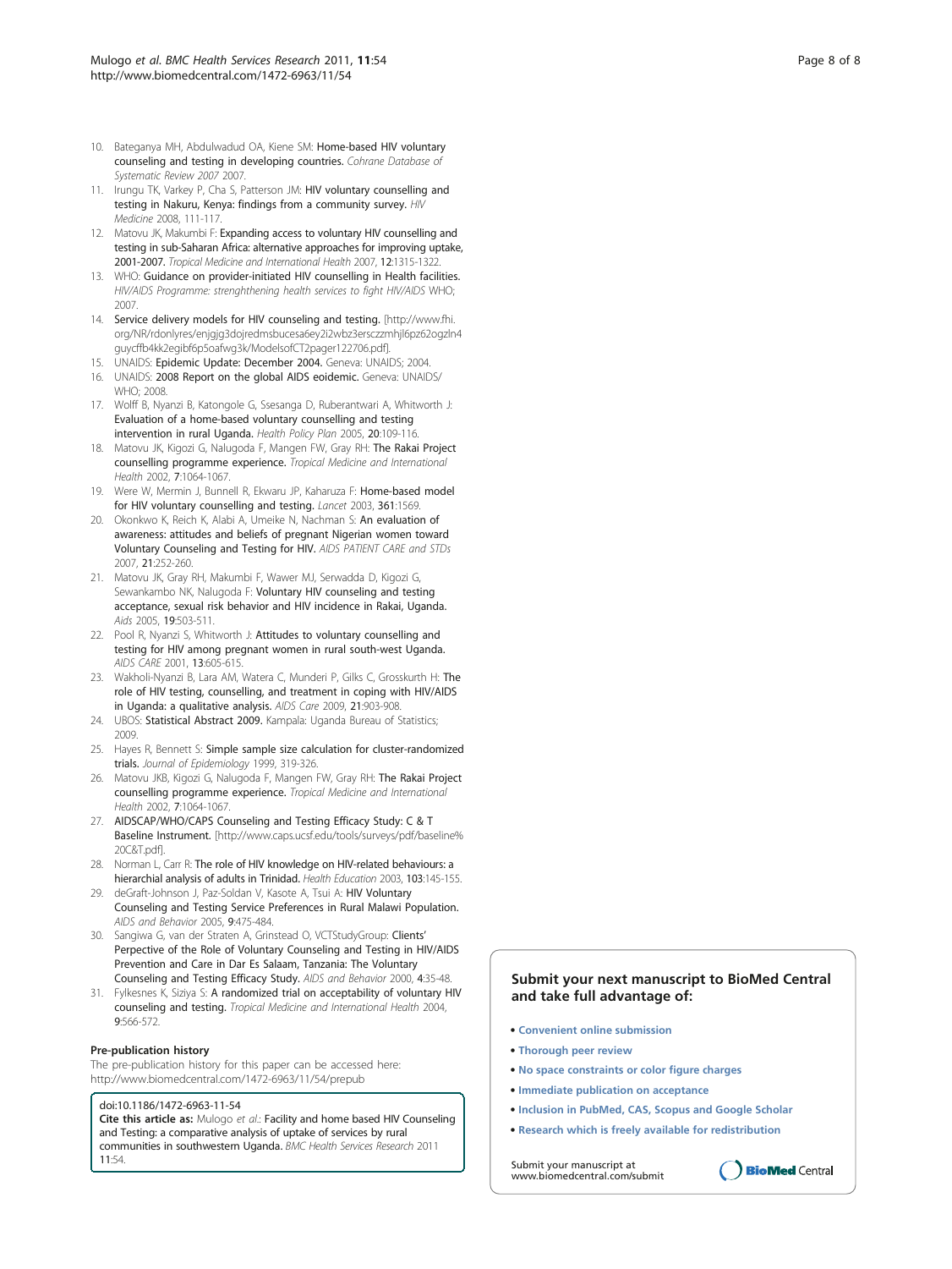10. Bateganya MH, Abdulwadud OA, Kiene SM: **Home-based HIV voluntary counseling and testing in developing countries.** *Cohrane Database of Systematic Review 2007* 2007.
11. Irungu TK, Varkey P, Cha S, Patterson JM: **HIV voluntary counselling and testing in Nakuru, Kenya: findings from a community survey.** *HIV Medicine* 2008, 111-117.
12. Matovu JK, Makumbi F: **Expanding access to voluntary HIV counselling and testing in sub-Saharan Africa: alternative approaches for improving uptake, 2001-2007.** *Tropical Medicine and International Health* 2007, **12**:1315-1322.
13. WHO: **Guidance on provider-initiated HIV counselling in Health facilities.** *HIV/AIDS Programme: strenghthening health services to fight HIV/AIDS* WHO; 2007.
14. **Service delivery models for HIV counseling and testing.** [http://www.fhi.org/NR/rdonlyres/enjgjg3dojredmsbucesa6ey2i2wbz3ersczzmhjl6pz62ogzln4guycffb4kk2egibf6p5oafwg3k/ModelsofCT2pager122706.pdf].
15. UNAIDS: **Epidemic Update: December 2004.** Geneva: UNAIDS; 2004.
16. UNAIDS: **2008 Report on the global AIDS eoidemic.** Geneva: UNAIDS/WHO; 2008.
17. Wolff B, Nyanzi B, Katongole G, Ssesanga D, Ruberantwari A, Whitworth J: **Evaluation of a home-based voluntary counselling and testing intervention in rural Uganda.** *Health Policy Plan* 2005, **20**:109-116.
18. Matovu JK, Kigozi G, Nalugoda F, Mangen FW, Gray RH: **The Rakai Project counselling programme experience.** *Tropical Medicine and International Health* 2002, **7**:1064-1067.
19. Were W, Mermin J, Bunnell R, Ekwaru JP, Kaharuza F: **Home-based model for HIV voluntary counselling and testing.** *Lancet* 2003, **361**:1569.
20. Okonkwo K, Reich K, Alabi A, Umeike N, Nachman S: **An evaluation of awareness: attitudes and beliefs of pregnant Nigerian women toward Voluntary Counseling and Testing for HIV.** *AIDS PATIENT CARE and STDs* 2007, **21**:252-260.
21. Matovu JK, Gray RH, Makumbi F, Wawer MJ, Serwadda D, Kigozi G, Sewankambo NK, Nalugoda F: **Voluntary HIV counseling and testing acceptance, sexual risk behavior and HIV incidence in Rakai, Uganda.** *Aids* 2005, **19**:503-511.
22. Pool R, Nyanzi S, Whitworth J: **Attitudes to voluntary counselling and testing for HIV among pregnant women in rural south-west Uganda.** *AIDS CARE* 2001, **13**:605-615.
23. Wakholi-Nyanzi B, Lara AM, Watera C, Munderi P, Gilks C, Grosskurth H: **The role of HIV testing, counselling, and treatment in coping with HIV/AIDS in Uganda: a qualitative analysis.** *AIDS Care* 2009, **21**:903-908.
24. UBOS: **Statistical Abstract 2009.** Kampala: Uganda Bureau of Statistics; 2009.
25. Hayes R, Bennett S: **Simple sample size calculation for cluster-randomized trials.** *Journal of Epidemiology* 1999, 319-326.
26. Matovu JKB, Kigozi G, Nalugoda F, Mangen FW, Gray RH: **The Rakai Project counselling programme experience.** *Tropical Medicine and International Health* 2002, **7**:1064-1067.
27. AIDSCAP/WHO/CAPS Counseling and Testing Efficacy Study: C & T **Baseline Instrument.** [http://www.caps.ucsf.edu/tools/surveys/pdf/baseline%20C&T.pdf].
28. Norman L, Carr R: **The role of HIV knowledge on HIV-related behaviours: a hierarchial analysis of adults in Trinidad.** *Health Education* 2003, **103**:145-155.
29. deGraft-Johnson J, Paz-Soldan V, Kasote A, Tsui A: **HIV Voluntary Counseling and Testing Service Preferences in Rural Malawi Population.** *AIDS and Behavior* 2005, **9**:475-484.
30. Sangiwa G, van der Straten A, Grinstead O, VCTStudyGroup: **Clients' Perpective of the Role of Voluntary Counseling and Testing in HIV/AIDS Prevention and Care in Dar Es Salaam, Tanzania: The Voluntary Counseling and Testing Efficacy Study.** *AIDS and Behavior* 2000, **4**:35-48.
31. Fylkesnes K, Siziya S: **A randomized trial on acceptability of voluntary HIV counseling and testing.** *Tropical Medicine and International Health* 2004, **9**:566-572.

### Pre-publication history

The pre-publication history for this paper can be accessed here: http://www.biomedcentral.com/1472-6963/11/54/prepub

doi:10.1186/1472-6963-11-54

**Cite this article as:** Mulogo *et al.*: Facility and home based HIV Counseling and Testing: a comparative analysis of uptake of services by rural communities in southwestern Uganda. *BMC Health Services Research* 2011 **11**:54.

**Submit your next manuscript to BioMed Central and take full advantage of:**

- Convenient online submission
- Thorough peer review
- No space constraints or color figure charges
- Immediate publication on acceptance
- Inclusion in PubMed, CAS, Scopus and Google Scholar
- Research which is freely available for redistribution

Submit your manuscript at www.biomedcentral.com/submit

BioMed Central